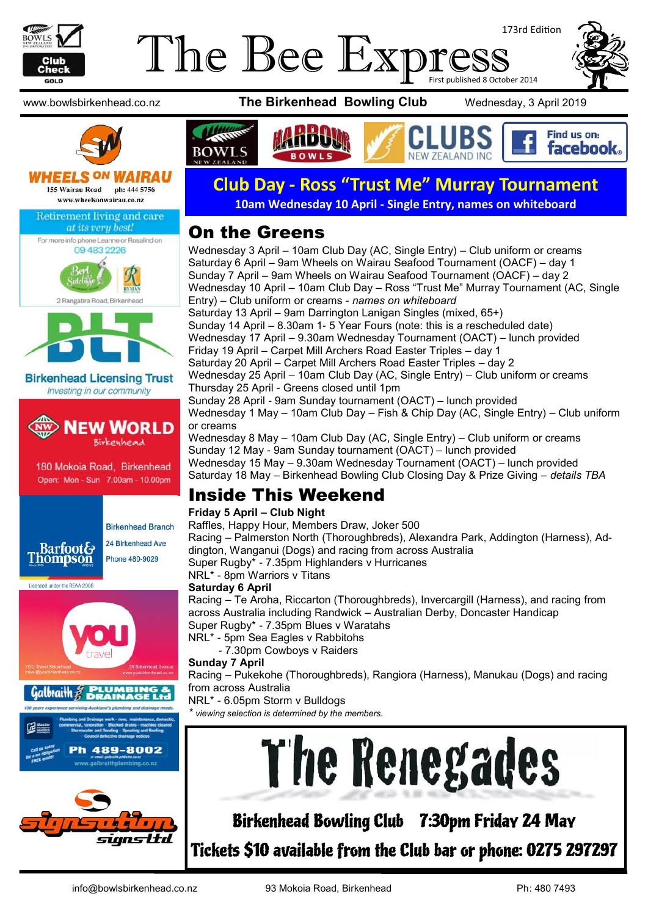# The Bee Express

173rd Edition

First published 8 October 2014

www.bowlsbirkenhead.co.nz **The Birkenhead Bowling Club** Wednesday, 3 April 2019

## Club Day - Ross "Trust Me" Murray Tournament

**10am Wednesday 10 April - Single Entry, names on whiteboard**

## On the Greens

Wednesday 3 April – 10am Club Day (AC, Single Entry) – Club uniform or creams
Saturday 6 April – 9am Wheels on Wairau Seafood Tournament (OACF) – day 1
Sunday 7 April – 9am Wheels on Wairau Seafood Tournament (OACF) – day 2
Wednesday 10 April – 10am Club Day – Ross "Trust Me" Murray Tournament (AC, Single Entry) – Club uniform or creams - *names on whiteboard*
Saturday 13 April – 9am Darrington Lanigan Singles (mixed, 65+)
Sunday 14 April – 8.30am 1- 5 Year Fours (note: this is a rescheduled date)
Wednesday 17 April – 9.30am Wednesday Tournament (OACT) – lunch provided
Friday 19 April – Carpet Mill Archers Road Easter Triples – day 1
Saturday 20 April – Carpet Mill Archers Road Easter Triples – day 2
Wednesday 25 April – 10am Club Day (AC, Single Entry) – Club uniform or creams
Thursday 25 April - Greens closed until 1pm
Sunday 28 April - 9am Sunday tournament (OACT) – lunch provided
Wednesday 1 May – 10am Club Day – Fish & Chip Day (AC, Single Entry) – Club uniform or creams
Wednesday 8 May – 10am Club Day (AC, Single Entry) – Club uniform or creams
Sunday 12 May - 9am Sunday tournament (OACT) – lunch provided
Wednesday 15 May – 9.30am Wednesday Tournament (OACT) – lunch provided
Saturday 18 May – Birkenhead Bowling Club Closing Day & Prize Giving – *details TBA*

## Inside This Weekend

**Friday 5 April – Club Night**
Raffles, Happy Hour, Members Draw, Joker 500
Racing – Palmerston North (Thoroughbreds), Alexandra Park, Addington (Harness), Addington, Wanganui (Dogs) and racing from across Australia
Super Rugby* - 7.35pm Highlanders v Hurricanes
NRL* - 8pm Warriors v Titans

**Saturday 6 April**
Racing – Te Aroha, Riccarton (Thoroughbreds), Invercargill (Harness), and racing from across Australia including Randwick – Australian Derby, Doncaster Handicap
Super Rugby* - 7.35pm Blues v Waratahs
NRL* - 5pm Sea Eagles v Rabbitohs
- 7.30pm Cowboys v Raiders

**Sunday 7 April**
Racing – Pukekohe (Thoroughbreds), Rangiora (Harness), Manukau (Dogs) and racing from across Australia
NRL* - 6.05pm Storm v Bulldogs

* *viewing selection is determined by the members.*

## The Renegades

**Birkenhead Bowling Club 7:30pm Friday 24 May**

**Tickets $10 available from the Club bar or phone: 0275 297297**

---

**WHEELS ON WAIRAU** — 155 Wairau Road, ph: 444 5756, www.wheelsonwairau.co.nz

Retirement living and care *at its very best!* For more info phone Leanne or Rosalind on 09 483 2226 — Bert Sutcliffe, Ryman — 2 Rangatira Road, Birkenhead

**Birkenhead Licensing Trust** — *Investing in our community*

**NEW WORLD Birkenhead** — 180 Mokoia Road, Birkenhead. Open: Mon - Sun 7.00am - 10.00pm

**Barfoot & Thompson** — Birkenhead Branch, 24 Birkenhead Ave, Phone 480-9029. Licensed under the REAA 2008

**you travel** — YOU Travel Birkenhead, travel@youbirkenhead.co.nz, 20 Birkenhead Avenue, www.youbirkenhead.co.nz

**Galbraith Plumbing & Drainage Ltd** — 100 years experience servicing Auckland's plumbing and drainage needs. Plumbing and Drainage work - new, maintenance, domestic, commercial, renovation · Blocked drains - machine cleared · Stormwater and flooding · Spouting and Roofing · Council defective drainage notices. Call us today for a no obligation FREE quote! Ph 489-8002, or email galbraith.pd@xtra.co.nz, www.galbraithplumbing.co.nz

**signsation signs ltd**

---

info@bowlsbirkenhead.co.nz 93 Mokoia Road, Birkenhead Ph: 480 7493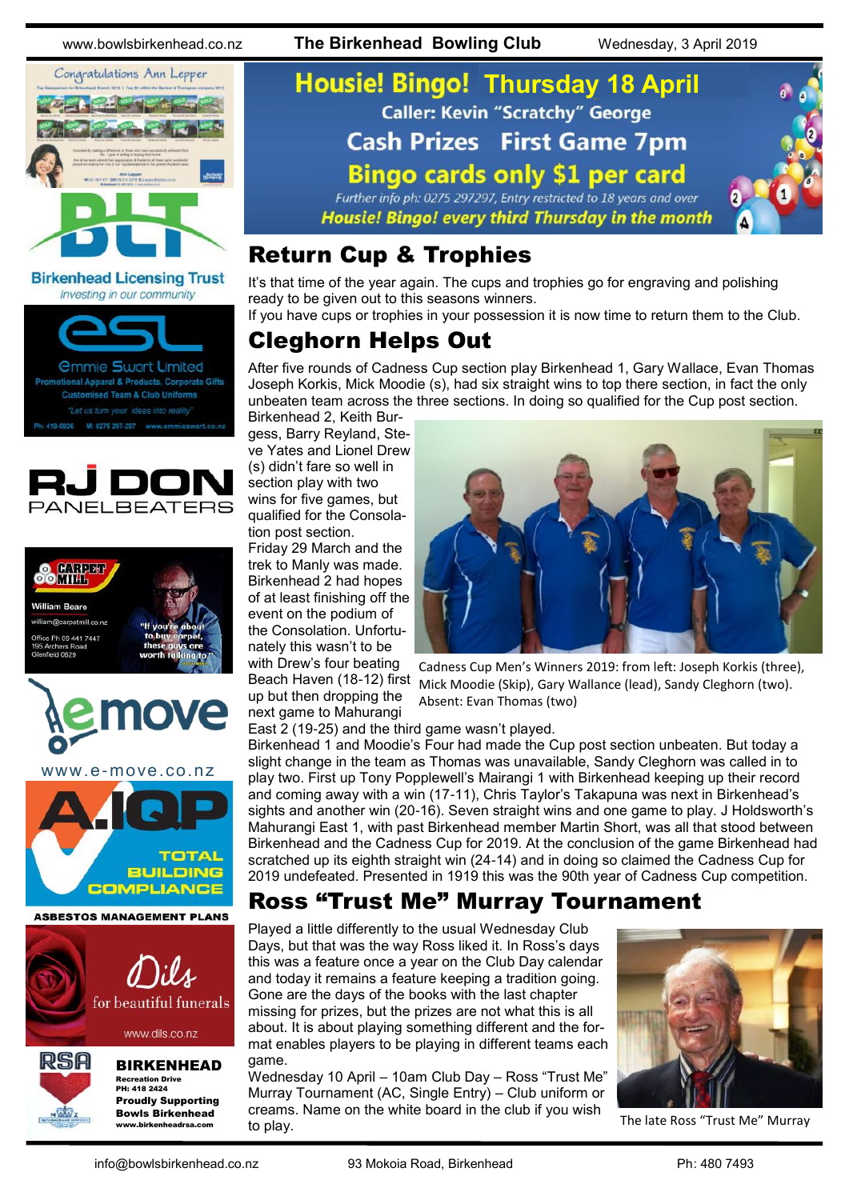# Housie! Bingo! Thursday 18 April

Caller: Kevin "Scratchy" George

Cash Prizes First Game 7pm

Bingo cards only $1 per card

*Further info ph: 0275 297297, Entry restricted to 18 years and over*

***Housie! Bingo! every third Thursday in the month***

## Return Cup & Trophies

It's that time of the year again. The cups and trophies go for engraving and polishing ready to be given out to this seasons winners.

If you have cups or trophies in your possession it is now time to return them to the Club.

## Cleghorn Helps Out

After five rounds of Cadness Cup section play Birkenhead 1, Gary Wallace, Evan Thomas Joseph Korkis, Mick Moodie (s), had six straight wins to top there section, in fact the only unbeaten team across the three sections. In doing so qualified for the Cup post section.

Birkenhead 2, Keith Burgess, Barry Reyland, Steve Yates and Lionel Drew (s) didn't fare so well in section play with two wins for five games, but qualified for the Consolation post section.

Friday 29 March and the trek to Manly was made. Birkenhead 2 had hopes of at least finishing off the event on the podium of the Consolation. Unfortunately this wasn't to be with Drew's four beating Beach Haven (18-12) first up but then dropping the next game to Mahurangi East 2 (19-25) and the third game wasn't played.

Cadness Cup Men's Winners 2019: from left: Joseph Korkis (three), Mick Moodie (Skip), Gary Wallance (lead), Sandy Cleghorn (two). Absent: Evan Thomas (two)

Birkenhead 1 and Moodie's Four had made the Cup post section unbeaten. But today a slight change in the team as Thomas was unavailable, Sandy Cleghorn was called in to play two. First up Tony Popplewell's Mairangi 1 with Birkenhead keeping up their record and coming away with a win (17-11), Chris Taylor's Takapuna was next in Birkenhead's sights and another win (20-16). Seven straight wins and one game to play. J Holdsworth's Mahurangi East 1, with past Birkenhead member Martin Short, was all that stood between Birkenhead and the Cadness Cup for 2019. At the conclusion of the game Birkenhead had scratched up its eighth straight win (24-14) and in doing so claimed the Cadness Cup for 2019 undefeated. Presented in 1919 this was the 90th year of Cadness Cup competition.

## Ross "Trust Me" Murray Tournament

Played a little differently to the usual Wednesday Club Days, but that was the way Ross liked it. In Ross's days this was a feature once a year on the Club Day calendar and today it remains a feature keeping a tradition going. Gone are the days of the books with the last chapter missing for prizes, but the prizes are not what this is all about. It is about playing something different and the format enables players to be playing in different teams each game.

Wednesday 10 April – 10am Club Day – Ross "Trust Me" Murray Tournament (AC, Single Entry) – Club uniform or creams. Name on the white board in the club if you wish to play.

The late Ross "Trust Me" Murray

Congratulations Ann Lepper

Birkenhead Licensing Trust
*Investing in our community*

Emmie Swart Limited
Promotional Apparel & Products, Corporate Gifts
Customised Team & Club Uniforms
*"Let us turn your ideas into reality"*
Ph: 419-0926 M: 0275 297-297 www.emmieswart.co.nz

RJ DON PANELBEATERS

Carpet Mill
William Beare
william@carpetmill.co.nz
Office Ph 09 441 7447
195 Archers Road
Glenfield 0629
"If you're about to buy carpet, these guys are worth talking to!"

emove
www.e-move.co.nz

A.IQP TOTAL BUILDING COMPLIANCE
ASBESTOS MANAGEMENT PLANS

Dils for beautiful funerals
www.dils.co.nz

RSA BIRKENHEAD
Recreation Drive
PH: 418 2424
Proudly Supporting Bowls Birkenhead
www.birkenheadrsa.com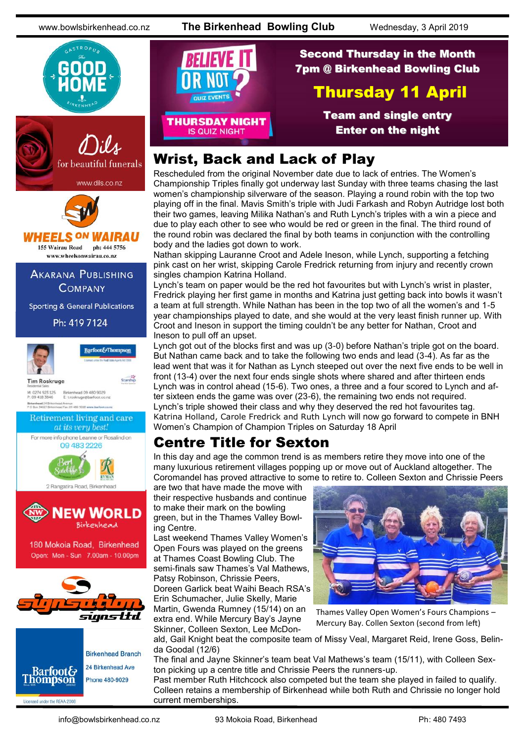Second Thursday in the Month
7pm @ Birkenhead Bowling Club

**Thursday 11 April**

Team and single entry
Enter on the night

## Wrist, Back and Lack of Play

Rescheduled from the original November date due to lack of entries. The Women's Championship Triples finally got underway last Sunday with three teams chasing the last women's championship silverware of the season. Playing a round robin with the top two playing off in the final. Mavis Smith's triple with Judi Farkash and Robyn Autridge lost both their two games, leaving Milika Nathan's and Ruth Lynch's triples with a win a piece and due to play each other to see who would be red or green in the final. The third round of the round robin was declared the final by both teams in conjunction with the controlling body and the ladies got down to work.

Nathan skipping Lauranne Croot and Adele Ineson, while Lynch, supporting a fetching pink cast on her wrist, skipping Carole Fredrick returning from injury and recently crown singles champion Katrina Holland.

Lynch's team on paper would be the red hot favourites but with Lynch's wrist in plaster, Fredrick playing her first game in months and Katrina just getting back into bowls it wasn't a team at full strength. While Nathan has been in the top two of all the women's and 1-5 year championships played to date, and she would at the very least finish runner up. With Croot and Ineson in support the timing couldn't be any better for Nathan, Croot and Ineson to pull off an upset.

Lynch got out of the blocks first and was up (3-0) before Nathan's triple got on the board. But Nathan came back and to take the following two ends and lead (3-4). As far as the lead went that was it for Nathan as Lynch steeped out over the next five ends to be well in front (13-4) over the next four ends single shots where shared and after thirteen ends Lynch was in control ahead (15-6). Two ones, a three and a four scored to Lynch and after sixteen ends the game was over (23-6), the remaining two ends not required.

Lynch's triple showed their class and why they deserved the red hot favourites tag. Katrina Holland, Carole Fredrick and Ruth Lynch will now go forward to compete in BNH Women's Champion of Champion Triples on Saturday 18 April

## Centre Title for Sexton

In this day and age the common trend is as members retire they move into one of the many luxurious retirement villages popping up or move out of Auckland altogether. The Coromandel has proved attractive to some to retire to. Colleen Sexton and Chrissie Peers are two that have made the move with their respective husbands and continue to make their mark on the bowling green, but in the Thames Valley Bowling Centre.

Last weekend Thames Valley Women's Open Fours was played on the greens at Thames Coast Bowling Club. The semi-finals saw Thames's Val Mathews, Patsy Robinson, Chrissie Peers, Doreen Garlick beat Waihi Beach RSA's Erin Schumacher, Julie Skelly, Marie Martin, Gwenda Rumney (15/14) on an extra end. While Mercury Bay's Jayne Skinner, Colleen Sexton, Lee McDonald, Gail Knight beat the composite team of Missy Veal, Margaret Reid, Irene Goss, Belinda Goodal (12/6)

Thames Valley Open Women's Fours Champions – Mercury Bay. Collen Sexton (second from left)

The final and Jayne Skinner's team beat Val Mathews's team (15/11), with Colleen Sexton picking up a centre title and Chrissie Peers the runners-up.

Past member Ruth Hitchcock also competed but the team she played in failed to qualify. Colleen retains a membership of Birkenhead while both Ruth and Chrissie no longer hold current memberships.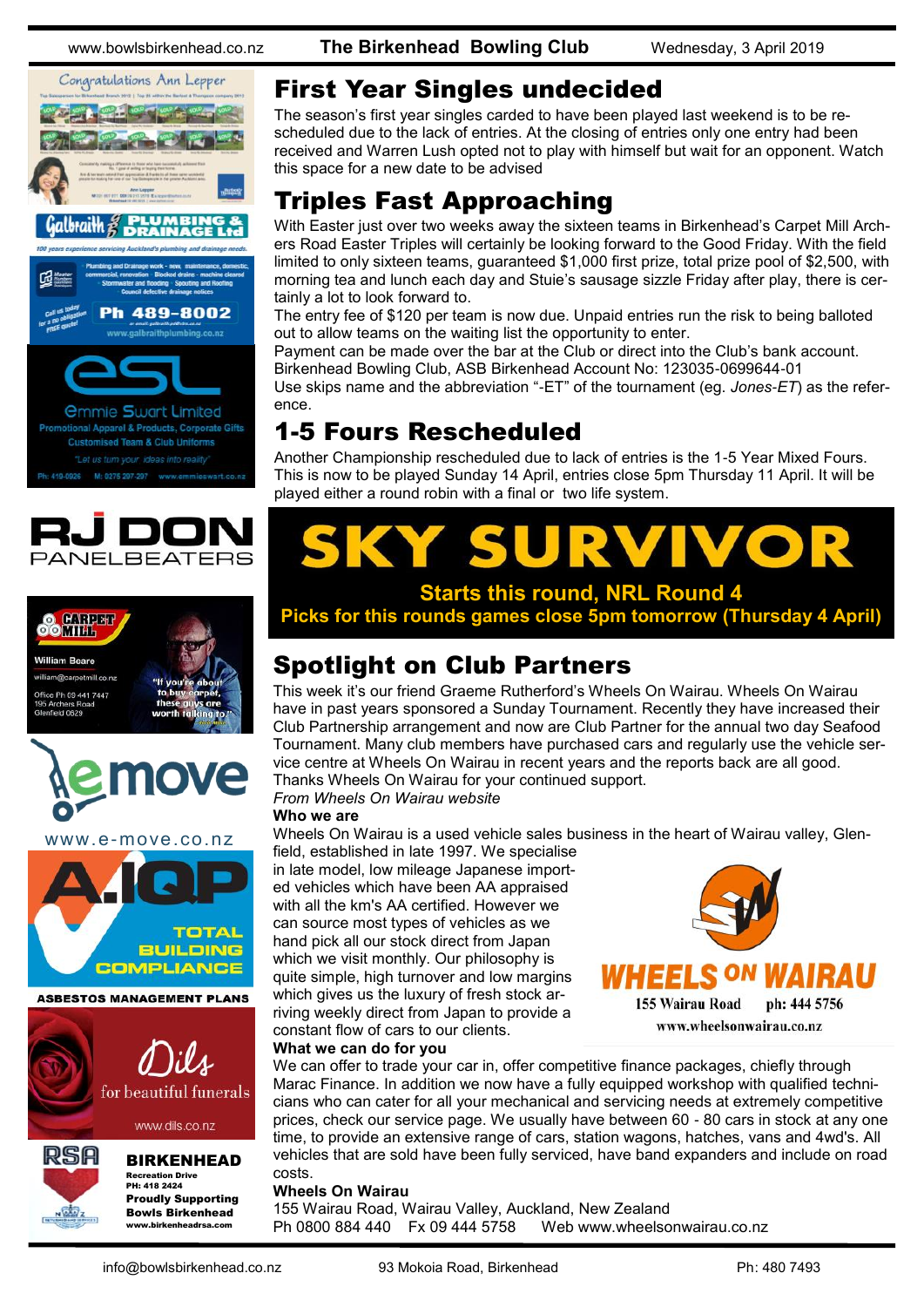# First Year Singles undecided

The season's first year singles carded to have been played last weekend is to be re-scheduled due to the lack of entries. At the closing of entries only one entry had been received and Warren Lush opted not to play with himself but wait for an opponent. Watch this space for a new date to be advised

# Triples Fast Approaching

With Easter just over two weeks away the sixteen teams in Birkenhead's Carpet Mill Archers Road Easter Triples will certainly be looking forward to the Good Friday. With the field limited to only sixteen teams, guaranteed $1,000 first prize, total prize pool of $2,500, with morning tea and lunch each day and Stuie's sausage sizzle Friday after play, there is certainly a lot to look forward to.

The entry fee of $120 per team is now due. Unpaid entries run the risk to being balloted out to allow teams on the waiting list the opportunity to enter.

Payment can be made over the bar at the Club or direct into the Club's bank account. Birkenhead Bowling Club, ASB Birkenhead Account No: 123035-0699644-01

Use skips name and the abbreviation "-ET" of the tournament (eg. *Jones-ET*) as the reference.

# 1-5 Fours Rescheduled

Another Championship rescheduled due to lack of entries is the 1-5 Year Mixed Fours. This is now to be played Sunday 14 April, entries close 5pm Thursday 11 April. It will be played either a round robin with a final or two life system.

# SKY SURVIVOR

**Starts this round, NRL Round 4**

**Picks for this rounds games close 5pm tomorrow (Thursday 4 April)**

# Spotlight on Club Partners

This week it's our friend Graeme Rutherford's Wheels On Wairau. Wheels On Wairau have in past years sponsored a Sunday Tournament. Recently they have increased their Club Partnership arrangement and now are Club Partner for the annual two day Seafood Tournament. Many club members have purchased cars and regularly use the vehicle service centre at Wheels On Wairau in recent years and the reports back are all good.

Thanks Wheels On Wairau for your continued support.

*From Wheels On Wairau website*

**Who we are**

Wheels On Wairau is a used vehicle sales business in the heart of Wairau valley, Glenfield, established in late 1997. We specialise in late model, low mileage Japanese imported vehicles which have been AA appraised with all the km's AA certified. However we can source most types of vehicles as we hand pick all our stock direct from Japan which we visit monthly. Our philosophy is quite simple, high turnover and low margins which gives us the luxury of fresh stock arriving weekly direct from Japan to provide a constant flow of cars to our clients.

**What we can do for you**

We can offer to trade your car in, offer competitive finance packages, chiefly through Marac Finance. In addition we now have a fully equipped workshop with qualified technicians who can cater for all your mechanical and servicing needs at extremely competitive prices, check our service page. We usually have between 60 - 80 cars in stock at any one time, to provide an extensive range of cars, station wagons, hatches, vans and 4wd's. All vehicles that are sold have been fully serviced, have band expanders and include on road costs.

**Wheels On Wairau**

155 Wairau Road, Wairau Valley, Auckland, New Zealand

Ph 0800 884 440 Fx 09 444 5758 Web www.wheelsonwairau.co.nz

WHEELS ON WAIRAU
155 Wairau Road ph: 444 5756
www.wheelsonwairau.co.nz

Congratulations Ann Lepper

Galbraith Plumbing & Drainage Ltd — 100 years experience servicing Auckland's plumbing and drainage needs. Plumbing and Drainage work - new, maintenance, domestic, commercial, renovation · Blocked drains - machine cleared · Stormwater and flooding · Spouting and Roofing · Council defective drainage notices. Call us today for a no obligation FREE quote! Ph 489-8002 www.galbraithplumbing.co.nz

esl — Emmie Swart Limited — Promotional Apparel & Products, Corporate Gifts, Customised Team & Club Uniforms. "Let us turn your ideas into reality" Ph: 410-0926 M: 0275 207-207 www.emmieswart.co.nz

RJ DON PANELBEATERS

Carpet Mill — William Beare — william@carpetmill.co.nz — Office Ph 09 441 7447 — 195 Archers Road Glenfield 0629 — "If you're about to buy carpet, these guys are worth talking to!"

emove — www.e-move.co.nz

A.IQP — TOTAL BUILDING COMPLIANCE — ASBESTOS MANAGEMENT PLANS

Dils for beautiful funerals — www.dils.co.nz

RSA BIRKENHEAD — Recreation Drive — PH: 418 2424 — Proudly Supporting Bowls Birkenhead — www.birkenheadrsa.com